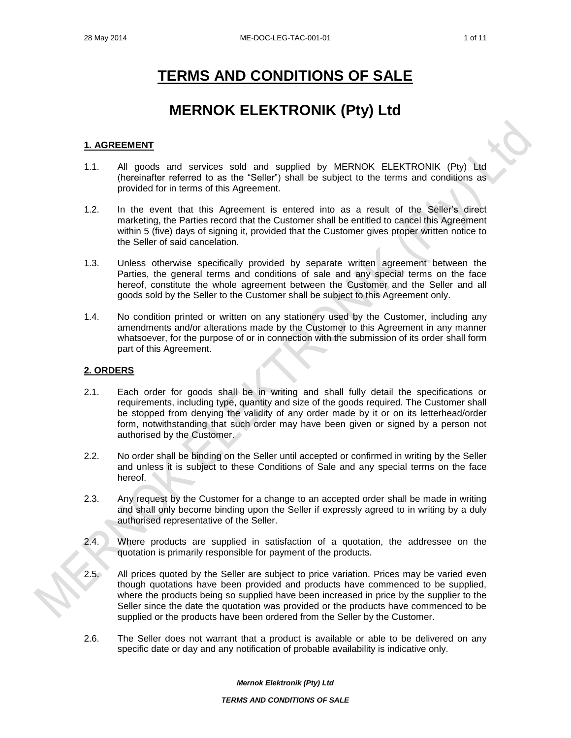# TERMS AND CONDITIONS OF SALE

# MERNOK ELEKTRONIK (Pty) Ltd

## 1. AGREEMENT

1.1. All goods and services sold and supplied by MERNOK ELEKTRONIK (Pty) Ltd (hereinafter referred to as the "Seller") shall be subject to the terms and conditions as provided for in terms of this Agreement.

1.2. In the event that this Agreement is entered into as a result of the Seller's direct marketing, the Parties record that the Customer shall be entitled to cancel this Agreement within 5 (five) days of signing it, provided that the Customer gives proper written notice to the Seller of said cancelation.

1.3. Unless otherwise specifically provided by separate written agreement between the Parties, the general terms and conditions of sale and any special terms on the face hereof, constitute the whole agreement between the Customer and the Seller and all goods sold by the Seller to the Customer shall be subject to this Agreement only.

1.4. No condition printed or written on any stationery used by the Customer, including any amendments and/or alterations made by the Customer to this Agreement in any manner whatsoever, for the purpose of or in connection with the submission of its order shall form part of this Agreement.

## 2. ORDERS

2.1. Each order for goods shall be in writing and shall fully detail the specifications or requirements, including type, quantity and size of the goods required. The Customer shall be stopped from denying the validity of any order made by it or on its letterhead/order form, notwithstanding that such order may have been given or signed by a person not authorised by the Customer.

2.2. No order shall be binding on the Seller until accepted or confirmed in writing by the Seller and unless it is subject to these Conditions of Sale and any special terms on the face hereof.

2.3. Any request by the Customer for a change to an accepted order shall be made in writing and shall only become binding upon the Seller if expressly agreed to in writing by a duly authorised representative of the Seller.

2.4. Where products are supplied in satisfaction of a quotation, the addressee on the quotation is primarily responsible for payment of the products.

2.5. All prices quoted by the Seller are subject to price variation. Prices may be varied even though quotations have been provided and products have commenced to be supplied, where the products being so supplied have been increased in price by the supplier to the Seller since the date the quotation was provided or the products have commenced to be supplied or the products have been ordered from the Seller by the Customer.

2.6. The Seller does not warrant that a product is available or able to be delivered on any specific date or day and any notification of probable availability is indicative only.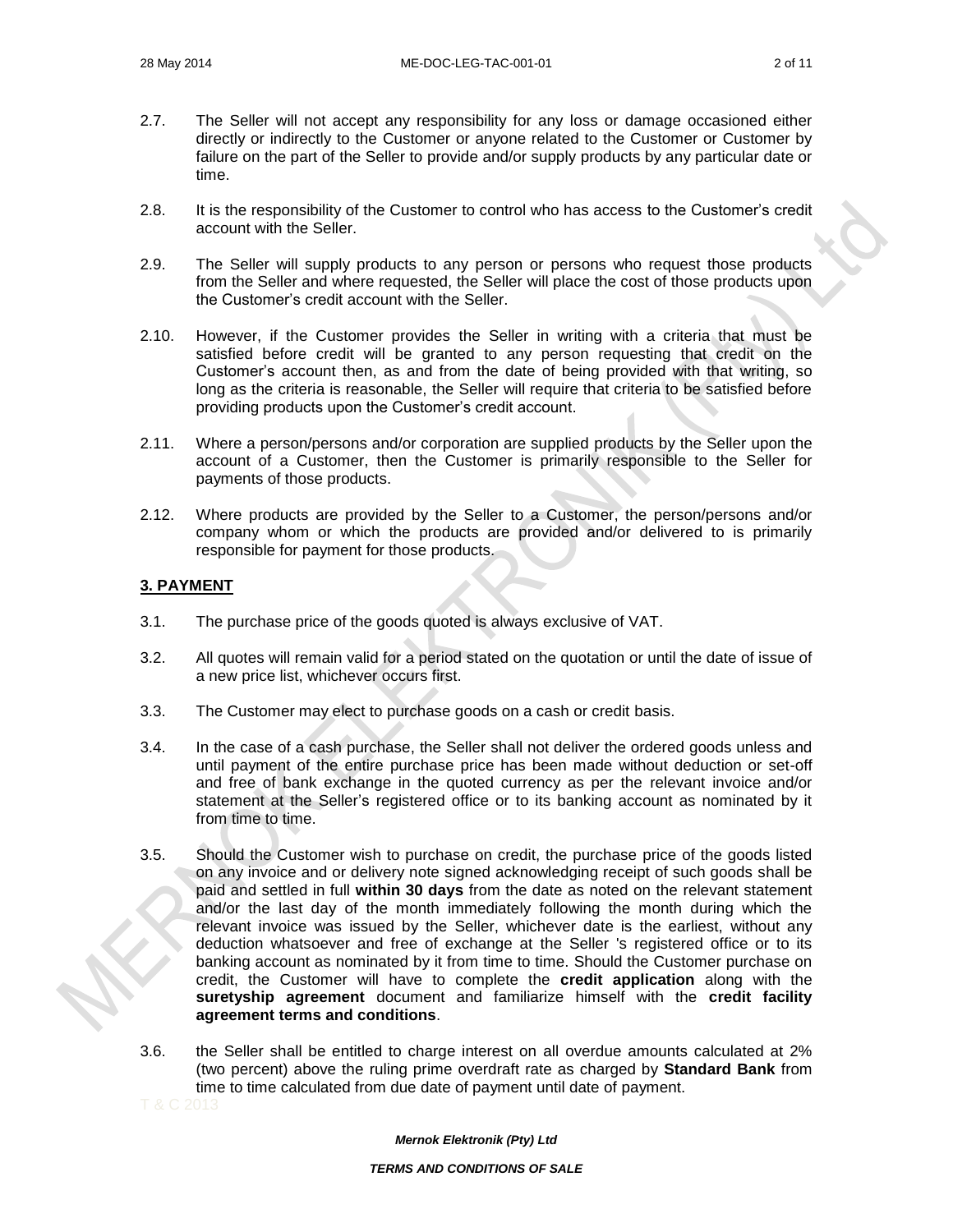2.7. The Seller will not accept any responsibility for any loss or damage occasioned either directly or indirectly to the Customer or anyone related to the Customer or Customer by failure on the part of the Seller to provide and/or supply products by any particular date or time.

2.8. It is the responsibility of the Customer to control who has access to the Customer's credit account with the Seller.

2.9. The Seller will supply products to any person or persons who request those products from the Seller and where requested, the Seller will place the cost of those products upon the Customer's credit account with the Seller.

2.10. However, if the Customer provides the Seller in writing with a criteria that must be satisfied before credit will be granted to any person requesting that credit on the Customer's account then, as and from the date of being provided with that writing, so long as the criteria is reasonable, the Seller will require that criteria to be satisfied before providing products upon the Customer's credit account.

2.11. Where a person/persons and/or corporation are supplied products by the Seller upon the account of a Customer, then the Customer is primarily responsible to the Seller for payments of those products.

2.12. Where products are provided by the Seller to a Customer, the person/persons and/or company whom or which the products are provided and/or delivered to is primarily responsible for payment for those products.

## 3. PAYMENT

3.1. The purchase price of the goods quoted is always exclusive of VAT.

3.2. All quotes will remain valid for a period stated on the quotation or until the date of issue of a new price list, whichever occurs first.

3.3. The Customer may elect to purchase goods on a cash or credit basis.

3.4. In the case of a cash purchase, the Seller shall not deliver the ordered goods unless and until payment of the entire purchase price has been made without deduction or set-off and free of bank exchange in the quoted currency as per the relevant invoice and/or statement at the Seller's registered office or to its banking account as nominated by it from time to time.

3.5. Should the Customer wish to purchase on credit, the purchase price of the goods listed on any invoice and or delivery note signed acknowledging receipt of such goods shall be paid and settled in full **within 30 days** from the date as noted on the relevant statement and/or the last day of the month immediately following the month during which the relevant invoice was issued by the Seller, whichever date is the earliest, without any deduction whatsoever and free of exchange at the Seller 's registered office or to its banking account as nominated by it from time to time. Should the Customer purchase on credit, the Customer will have to complete the **credit application** along with the **suretyship agreement** document and familiarize himself with the **credit facility agreement terms and conditions**.

3.6. the Seller shall be entitled to charge interest on all overdue amounts calculated at 2% (two percent) above the ruling prime overdraft rate as charged by **Standard Bank** from time to time calculated from due date of payment until date of payment.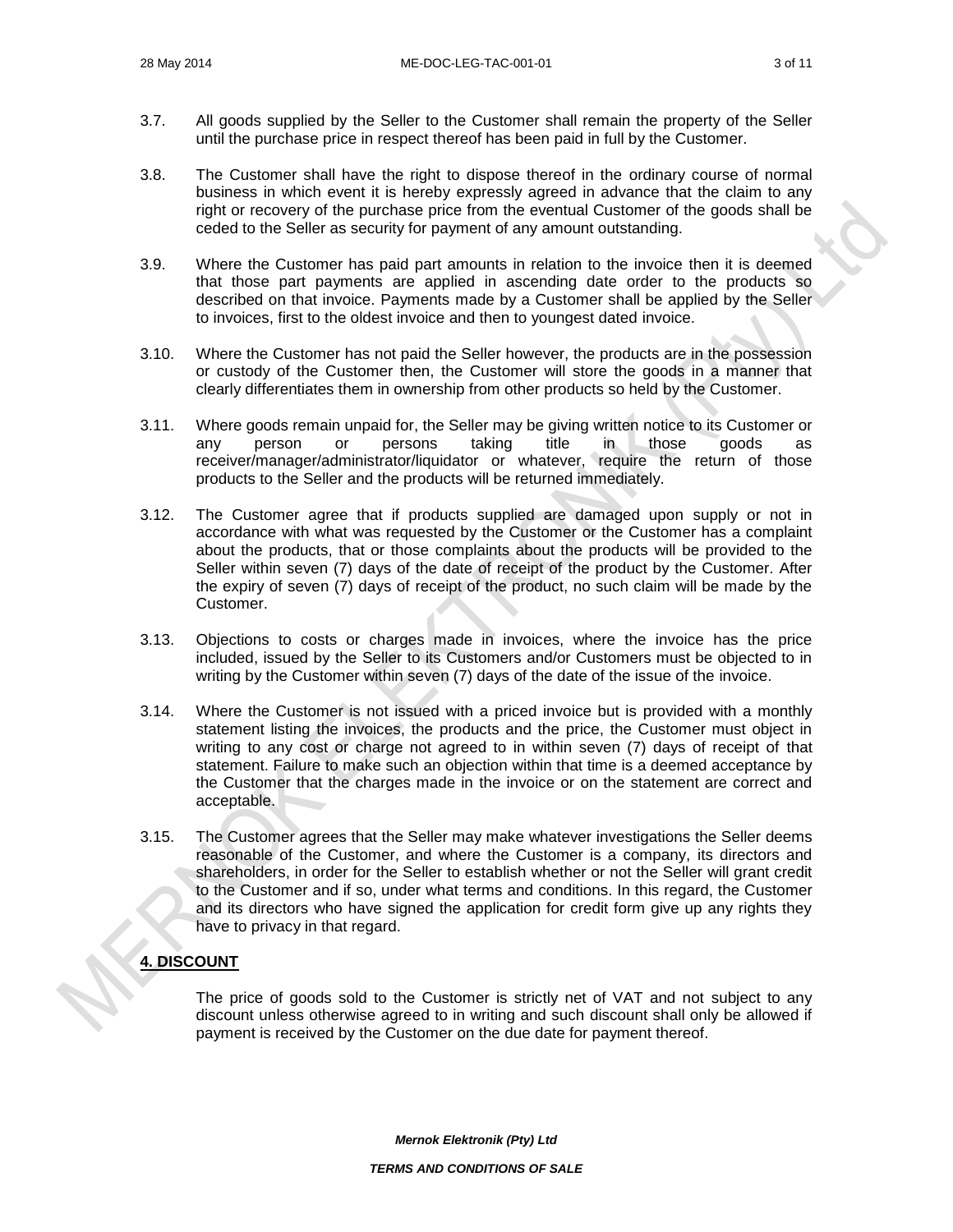3.7. All goods supplied by the Seller to the Customer shall remain the property of the Seller until the purchase price in respect thereof has been paid in full by the Customer.

3.8. The Customer shall have the right to dispose thereof in the ordinary course of normal business in which event it is hereby expressly agreed in advance that the claim to any right or recovery of the purchase price from the eventual Customer of the goods shall be ceded to the Seller as security for payment of any amount outstanding.

3.9. Where the Customer has paid part amounts in relation to the invoice then it is deemed that those part payments are applied in ascending date order to the products so described on that invoice. Payments made by a Customer shall be applied by the Seller to invoices, first to the oldest invoice and then to youngest dated invoice.

3.10. Where the Customer has not paid the Seller however, the products are in the possession or custody of the Customer then, the Customer will store the goods in a manner that clearly differentiates them in ownership from other products so held by the Customer.

3.11. Where goods remain unpaid for, the Seller may be giving written notice to its Customer or any person or persons taking title in those goods as receiver/manager/administrator/liquidator or whatever, require the return of those products to the Seller and the products will be returned immediately.

3.12. The Customer agree that if products supplied are damaged upon supply or not in accordance with what was requested by the Customer or the Customer has a complaint about the products, that or those complaints about the products will be provided to the Seller within seven (7) days of the date of receipt of the product by the Customer. After the expiry of seven (7) days of receipt of the product, no such claim will be made by the Customer.

3.13. Objections to costs or charges made in invoices, where the invoice has the price included, issued by the Seller to its Customers and/or Customers must be objected to in writing by the Customer within seven (7) days of the date of the issue of the invoice.

3.14. Where the Customer is not issued with a priced invoice but is provided with a monthly statement listing the invoices, the products and the price, the Customer must object in writing to any cost or charge not agreed to in within seven (7) days of receipt of that statement. Failure to make such an objection within that time is a deemed acceptance by the Customer that the charges made in the invoice or on the statement are correct and acceptable.

3.15. The Customer agrees that the Seller may make whatever investigations the Seller deems reasonable of the Customer, and where the Customer is a company, its directors and shareholders, in order for the Seller to establish whether or not the Seller will grant credit to the Customer and if so, under what terms and conditions. In this regard, the Customer and its directors who have signed the application for credit form give up any rights they have to privacy in that regard.

## 4. DISCOUNT

The price of goods sold to the Customer is strictly net of VAT and not subject to any discount unless otherwise agreed to in writing and such discount shall only be allowed if payment is received by the Customer on the due date for payment thereof.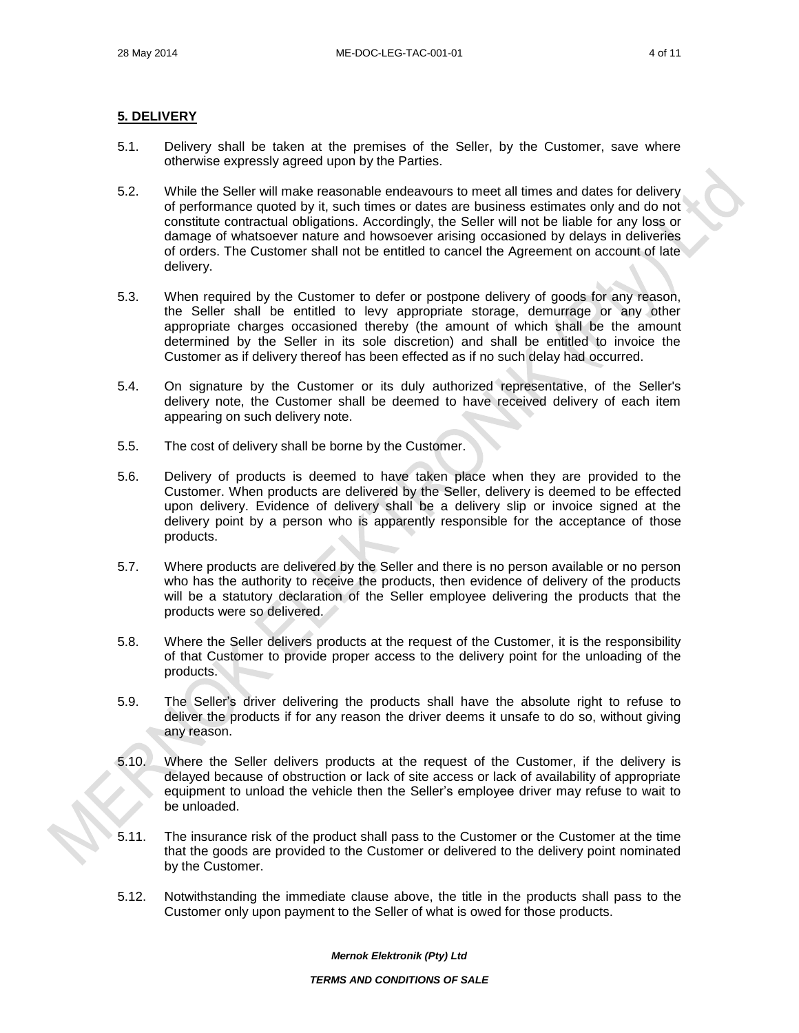## **5. DELIVERY**

5.1. Delivery shall be taken at the premises of the Seller, by the Customer, save where otherwise expressly agreed upon by the Parties.

5.2. While the Seller will make reasonable endeavours to meet all times and dates for delivery of performance quoted by it, such times or dates are business estimates only and do not constitute contractual obligations. Accordingly, the Seller will not be liable for any loss or damage of whatsoever nature and howsoever arising occasioned by delays in deliveries of orders. The Customer shall not be entitled to cancel the Agreement on account of late delivery.

5.3. When required by the Customer to defer or postpone delivery of goods for any reason, the Seller shall be entitled to levy appropriate storage, demurrage or any other appropriate charges occasioned thereby (the amount of which shall be the amount determined by the Seller in its sole discretion) and shall be entitled to invoice the Customer as if delivery thereof has been effected as if no such delay had occurred.

5.4. On signature by the Customer or its duly authorized representative, of the Seller's delivery note, the Customer shall be deemed to have received delivery of each item appearing on such delivery note.

5.5. The cost of delivery shall be borne by the Customer.

5.6. Delivery of products is deemed to have taken place when they are provided to the Customer. When products are delivered by the Seller, delivery is deemed to be effected upon delivery. Evidence of delivery shall be a delivery slip or invoice signed at the delivery point by a person who is apparently responsible for the acceptance of those products.

5.7. Where products are delivered by the Seller and there is no person available or no person who has the authority to receive the products, then evidence of delivery of the products will be a statutory declaration of the Seller employee delivering the products that the products were so delivered.

5.8. Where the Seller delivers products at the request of the Customer, it is the responsibility of that Customer to provide proper access to the delivery point for the unloading of the products.

5.9. The Seller's driver delivering the products shall have the absolute right to refuse to deliver the products if for any reason the driver deems it unsafe to do so, without giving any reason.

5.10. Where the Seller delivers products at the request of the Customer, if the delivery is delayed because of obstruction or lack of site access or lack of availability of appropriate equipment to unload the vehicle then the Seller's employee driver may refuse to wait to be unloaded.

5.11. The insurance risk of the product shall pass to the Customer or the Customer at the time that the goods are provided to the Customer or delivered to the delivery point nominated by the Customer.

5.12. Notwithstanding the immediate clause above, the title in the products shall pass to the Customer only upon payment to the Seller of what is owed for those products.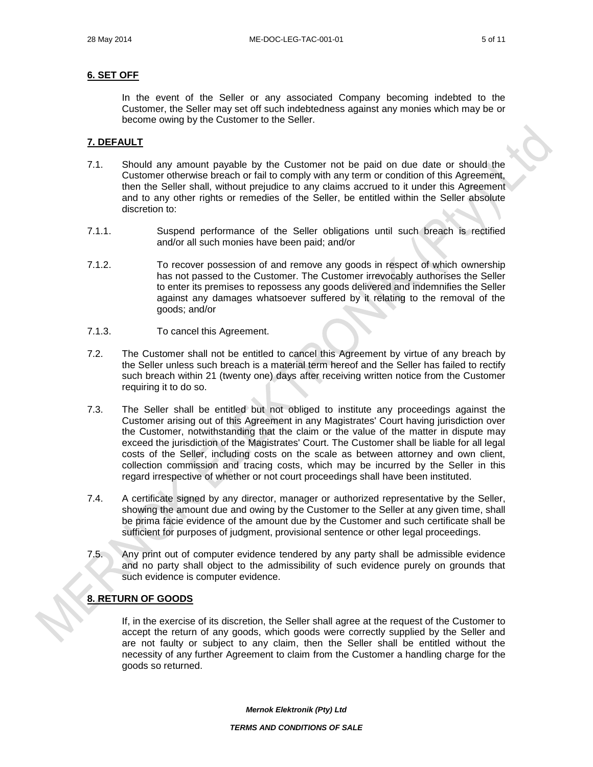## 6. SET OFF

In the event of the Seller or any associated Company becoming indebted to the Customer, the Seller may set off such indebtedness against any monies which may be or become owing by the Customer to the Seller.

## 7. DEFAULT

7.1. Should any amount payable by the Customer not be paid on due date or should the Customer otherwise breach or fail to comply with any term or condition of this Agreement, then the Seller shall, without prejudice to any claims accrued to it under this Agreement and to any other rights or remedies of the Seller, be entitled within the Seller absolute discretion to:

7.1.1. Suspend performance of the Seller obligations until such breach is rectified and/or all such monies have been paid; and/or

7.1.2. To recover possession of and remove any goods in respect of which ownership has not passed to the Customer. The Customer irrevocably authorises the Seller to enter its premises to repossess any goods delivered and indemnifies the Seller against any damages whatsoever suffered by it relating to the removal of the goods; and/or

7.1.3. To cancel this Agreement.

7.2. The Customer shall not be entitled to cancel this Agreement by virtue of any breach by the Seller unless such breach is a material term hereof and the Seller has failed to rectify such breach within 21 (twenty one) days after receiving written notice from the Customer requiring it to do so.

7.3. The Seller shall be entitled but not obliged to institute any proceedings against the Customer arising out of this Agreement in any Magistrates' Court having jurisdiction over the Customer, notwithstanding that the claim or the value of the matter in dispute may exceed the jurisdiction of the Magistrates' Court. The Customer shall be liable for all legal costs of the Seller, including costs on the scale as between attorney and own client, collection commission and tracing costs, which may be incurred by the Seller in this regard irrespective of whether or not court proceedings shall have been instituted.

7.4. A certificate signed by any director, manager or authorized representative by the Seller, showing the amount due and owing by the Customer to the Seller at any given time, shall be prima facie evidence of the amount due by the Customer and such certificate shall be sufficient for purposes of judgment, provisional sentence or other legal proceedings.

7.5. Any print out of computer evidence tendered by any party shall be admissible evidence and no party shall object to the admissibility of such evidence purely on grounds that such evidence is computer evidence.

## 8. RETURN OF GOODS

If, in the exercise of its discretion, the Seller shall agree at the request of the Customer to accept the return of any goods, which goods were correctly supplied by the Seller and are not faulty or subject to any claim, then the Seller shall be entitled without the necessity of any further Agreement to claim from the Customer a handling charge for the goods so returned.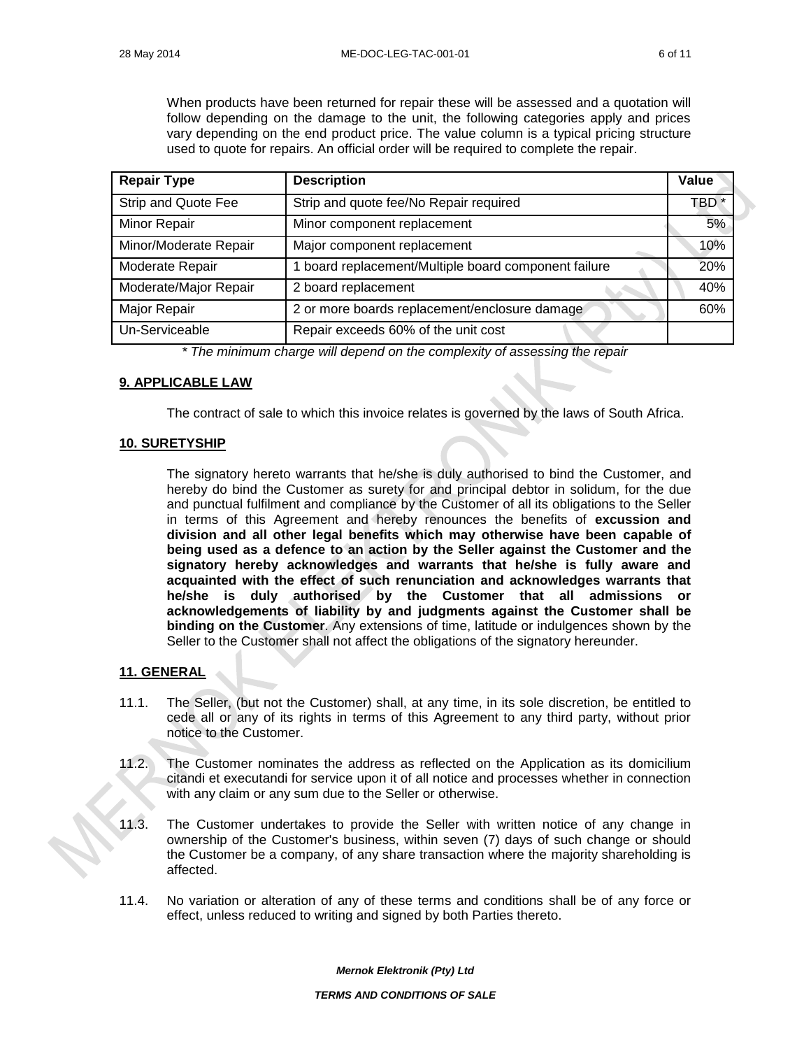When products have been returned for repair these will be assessed and a quotation will follow depending on the damage to the unit, the following categories apply and prices vary depending on the end product price. The value column is a typical pricing structure used to quote for repairs. An official order will be required to complete the repair.

| Repair Type | Description | Value |
|---|---|---|
| Strip and Quote Fee | Strip and quote fee/No Repair required | TBD * |
| Minor Repair | Minor component replacement | 5% |
| Minor/Moderate Repair | Major component replacement | 10% |
| Moderate Repair | 1 board replacement/Multiple board component failure | 20% |
| Moderate/Major Repair | 2 board replacement | 40% |
| Major Repair | 2 or more boards replacement/enclosure damage | 60% |
| Un-Serviceable | Repair exceeds 60% of the unit cost | |

*\* The minimum charge will depend on the complexity of assessing the repair*

## 9. APPLICABLE LAW

The contract of sale to which this invoice relates is governed by the laws of South Africa.

## 10. SURETYSHIP

The signatory hereto warrants that he/she is duly authorised to bind the Customer, and hereby do bind the Customer as surety for and principal debtor in solidum, for the due and punctual fulfilment and compliance by the Customer of all its obligations to the Seller in terms of this Agreement and hereby renounces the benefits of **excussion and division and all other legal benefits which may otherwise have been capable of being used as a defence to an action by the Seller against the Customer and the signatory hereby acknowledges and warrants that he/she is fully aware and acquainted with the effect of such renunciation and acknowledges warrants that he/she is duly authorised by the Customer that all admissions or acknowledgements of liability by and judgments against the Customer shall be binding on the Customer**. Any extensions of time, latitude or indulgences shown by the Seller to the Customer shall not affect the obligations of the signatory hereunder.

## 11. GENERAL

11.1. The Seller, (but not the Customer) shall, at any time, in its sole discretion, be entitled to cede all or any of its rights in terms of this Agreement to any third party, without prior notice to the Customer.

11.2. The Customer nominates the address as reflected on the Application as its domicilium citandi et executandi for service upon it of all notice and processes whether in connection with any claim or any sum due to the Seller or otherwise.

11.3. The Customer undertakes to provide the Seller with written notice of any change in ownership of the Customer's business, within seven (7) days of such change or should the Customer be a company, of any share transaction where the majority shareholding is affected.

11.4. No variation or alteration of any of these terms and conditions shall be of any force or effect, unless reduced to writing and signed by both Parties thereto.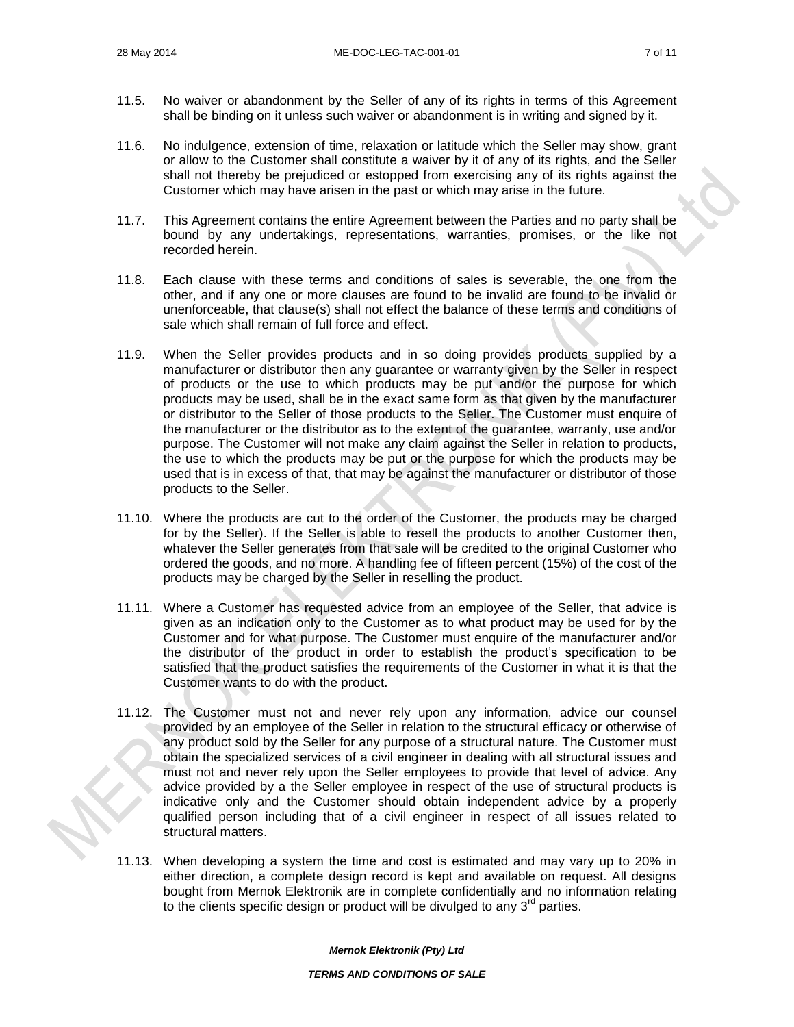11.5. No waiver or abandonment by the Seller of any of its rights in terms of this Agreement shall be binding on it unless such waiver or abandonment is in writing and signed by it.

11.6. No indulgence, extension of time, relaxation or latitude which the Seller may show, grant or allow to the Customer shall constitute a waiver by it of any of its rights, and the Seller shall not thereby be prejudiced or estopped from exercising any of its rights against the Customer which may have arisen in the past or which may arise in the future.

11.7. This Agreement contains the entire Agreement between the Parties and no party shall be bound by any undertakings, representations, warranties, promises, or the like not recorded herein.

11.8. Each clause with these terms and conditions of sales is severable, the one from the other, and if any one or more clauses are found to be invalid are found to be invalid or unenforceable, that clause(s) shall not effect the balance of these terms and conditions of sale which shall remain of full force and effect.

11.9. When the Seller provides products and in so doing provides products supplied by a manufacturer or distributor then any guarantee or warranty given by the Seller in respect of products or the use to which products may be put and/or the purpose for which products may be used, shall be in the exact same form as that given by the manufacturer or distributor to the Seller of those products to the Seller. The Customer must enquire of the manufacturer or the distributor as to the extent of the guarantee, warranty, use and/or purpose. The Customer will not make any claim against the Seller in relation to products, the use to which the products may be put or the purpose for which the products may be used that is in excess of that, that may be against the manufacturer or distributor of those products to the Seller.

11.10. Where the products are cut to the order of the Customer, the products may be charged for by the Seller). If the Seller is able to resell the products to another Customer then, whatever the Seller generates from that sale will be credited to the original Customer who ordered the goods, and no more. A handling fee of fifteen percent (15%) of the cost of the products may be charged by the Seller in reselling the product.

11.11. Where a Customer has requested advice from an employee of the Seller, that advice is given as an indication only to the Customer as to what product may be used for by the Customer and for what purpose. The Customer must enquire of the manufacturer and/or the distributor of the product in order to establish the product's specification to be satisfied that the product satisfies the requirements of the Customer in what it is that the Customer wants to do with the product.

11.12. The Customer must not and never rely upon any information, advice our counsel provided by an employee of the Seller in relation to the structural efficacy or otherwise of any product sold by the Seller for any purpose of a structural nature. The Customer must obtain the specialized services of a civil engineer in dealing with all structural issues and must not and never rely upon the Seller employees to provide that level of advice. Any advice provided by a the Seller employee in respect of the use of structural products is indicative only and the Customer should obtain independent advice by a properly qualified person including that of a civil engineer in respect of all issues related to structural matters.

11.13. When developing a system the time and cost is estimated and may vary up to 20% in either direction, a complete design record is kept and available on request. All designs bought from Mernok Elektronik are in complete confidentially and no information relating to the clients specific design or product will be divulged to any 3rd parties.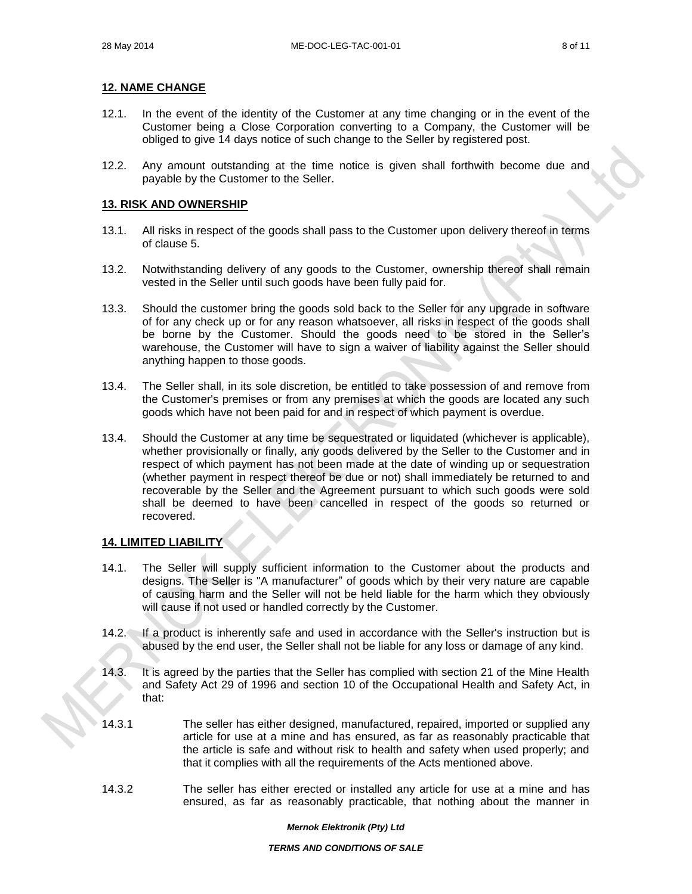## 12. NAME CHANGE

12.1. In the event of the identity of the Customer at any time changing or in the event of the Customer being a Close Corporation converting to a Company, the Customer will be obliged to give 14 days notice of such change to the Seller by registered post.

12.2. Any amount outstanding at the time notice is given shall forthwith become due and payable by the Customer to the Seller.

## 13. RISK AND OWNERSHIP

13.1. All risks in respect of the goods shall pass to the Customer upon delivery thereof in terms of clause 5.

13.2. Notwithstanding delivery of any goods to the Customer, ownership thereof shall remain vested in the Seller until such goods have been fully paid for.

13.3. Should the customer bring the goods sold back to the Seller for any upgrade in software of for any check up or for any reason whatsoever, all risks in respect of the goods shall be borne by the Customer. Should the goods need to be stored in the Seller's warehouse, the Customer will have to sign a waiver of liability against the Seller should anything happen to those goods.

13.4. The Seller shall, in its sole discretion, be entitled to take possession of and remove from the Customer's premises or from any premises at which the goods are located any such goods which have not been paid for and in respect of which payment is overdue.

13.4. Should the Customer at any time be sequestrated or liquidated (whichever is applicable), whether provisionally or finally, any goods delivered by the Seller to the Customer and in respect of which payment has not been made at the date of winding up or sequestration (whether payment in respect thereof be due or not) shall immediately be returned to and recoverable by the Seller and the Agreement pursuant to which such goods were sold shall be deemed to have been cancelled in respect of the goods so returned or recovered.

## 14. LIMITED LIABILITY

14.1. The Seller will supply sufficient information to the Customer about the products and designs. The Seller is "A manufacturer" of goods which by their very nature are capable of causing harm and the Seller will not be held liable for the harm which they obviously will cause if not used or handled correctly by the Customer.

14.2. If a product is inherently safe and used in accordance with the Seller's instruction but is abused by the end user, the Seller shall not be liable for any loss or damage of any kind.

14.3. It is agreed by the parties that the Seller has complied with section 21 of the Mine Health and Safety Act 29 of 1996 and section 10 of the Occupational Health and Safety Act, in that:

14.3.1 The seller has either designed, manufactured, repaired, imported or supplied any article for use at a mine and has ensured, as far as reasonably practicable that the article is safe and without risk to health and safety when used properly; and that it complies with all the requirements of the Acts mentioned above.

14.3.2 The seller has either erected or installed any article for use at a mine and has ensured, as far as reasonably practicable, that nothing about the manner in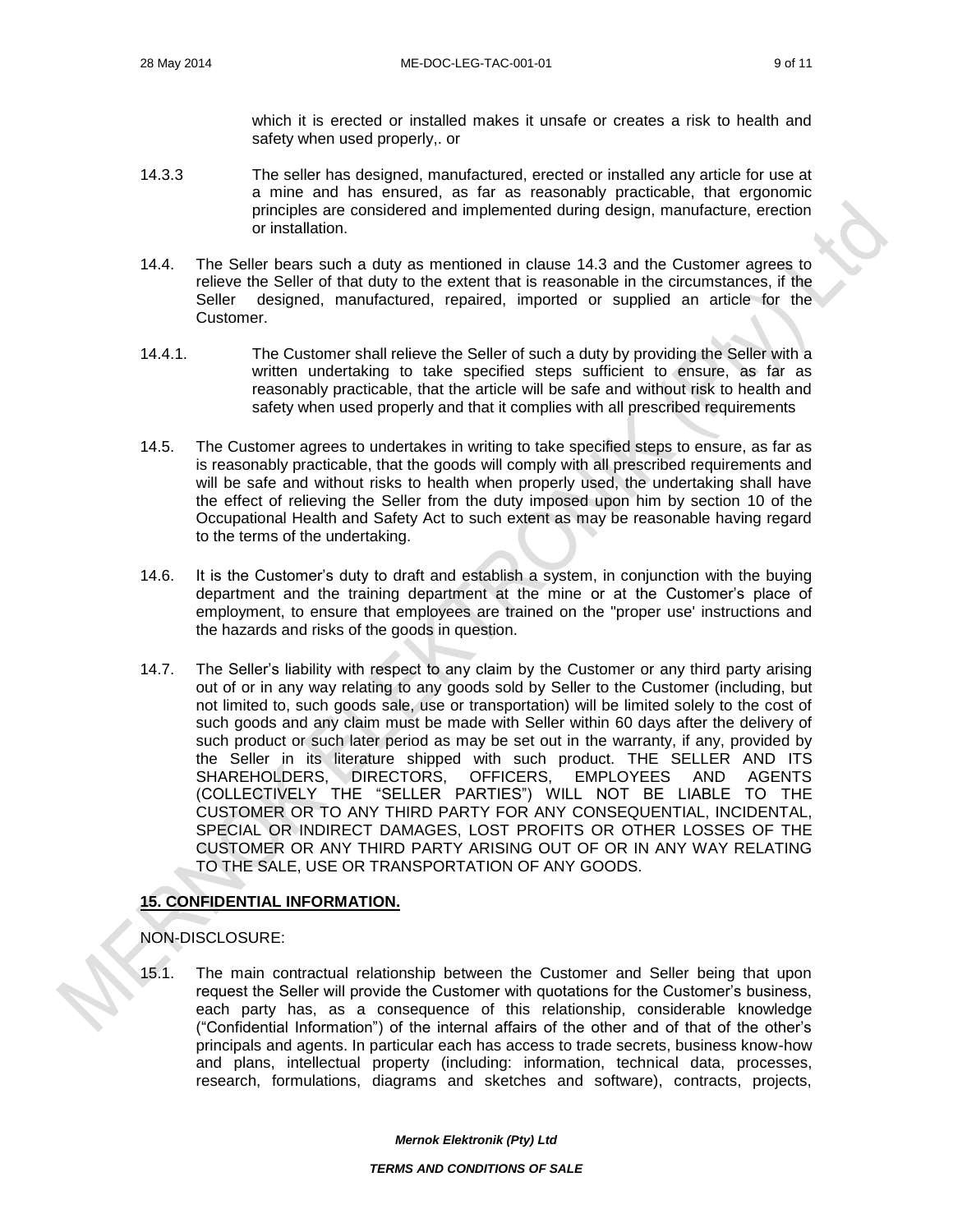which it is erected or installed makes it unsafe or creates a risk to health and safety when used properly,. or

14.3.3 The seller has designed, manufactured, erected or installed any article for use at a mine and has ensured, as far as reasonably practicable, that ergonomic principles are considered and implemented during design, manufacture, erection or installation.

14.4. The Seller bears such a duty as mentioned in clause 14.3 and the Customer agrees to relieve the Seller of that duty to the extent that is reasonable in the circumstances, if the Seller designed, manufactured, repaired, imported or supplied an article for the Customer.

14.4.1. The Customer shall relieve the Seller of such a duty by providing the Seller with a written undertaking to take specified steps sufficient to ensure, as far as reasonably practicable, that the article will be safe and without risk to health and safety when used properly and that it complies with all prescribed requirements

14.5. The Customer agrees to undertakes in writing to take specified steps to ensure, as far as is reasonably practicable, that the goods will comply with all prescribed requirements and will be safe and without risks to health when properly used, the undertaking shall have the effect of relieving the Seller from the duty imposed upon him by section 10 of the Occupational Health and Safety Act to such extent as may be reasonable having regard to the terms of the undertaking.

14.6. It is the Customer's duty to draft and establish a system, in conjunction with the buying department and the training department at the mine or at the Customer's place of employment, to ensure that employees are trained on the "proper use' instructions and the hazards and risks of the goods in question.

14.7. The Seller's liability with respect to any claim by the Customer or any third party arising out of or in any way relating to any goods sold by Seller to the Customer (including, but not limited to, such goods sale, use or transportation) will be limited solely to the cost of such goods and any claim must be made with Seller within 60 days after the delivery of such product or such later period as may be set out in the warranty, if any, provided by the Seller in its literature shipped with such product. THE SELLER AND ITS SHAREHOLDERS, DIRECTORS, OFFICERS, EMPLOYEES AND AGENTS (COLLECTIVELY THE "SELLER PARTIES") WILL NOT BE LIABLE TO THE CUSTOMER OR TO ANY THIRD PARTY FOR ANY CONSEQUENTIAL, INCIDENTAL, SPECIAL OR INDIRECT DAMAGES, LOST PROFITS OR OTHER LOSSES OF THE CUSTOMER OR ANY THIRD PARTY ARISING OUT OF OR IN ANY WAY RELATING TO THE SALE, USE OR TRANSPORTATION OF ANY GOODS.

## 15. CONFIDENTIAL INFORMATION.

NON-DISCLOSURE:

15.1. The main contractual relationship between the Customer and Seller being that upon request the Seller will provide the Customer with quotations for the Customer's business, each party has, as a consequence of this relationship, considerable knowledge ("Confidential Information") of the internal affairs of the other and of that of the other's principals and agents. In particular each has access to trade secrets, business know-how and plans, intellectual property (including: information, technical data, processes, research, formulations, diagrams and sketches and software), contracts, projects,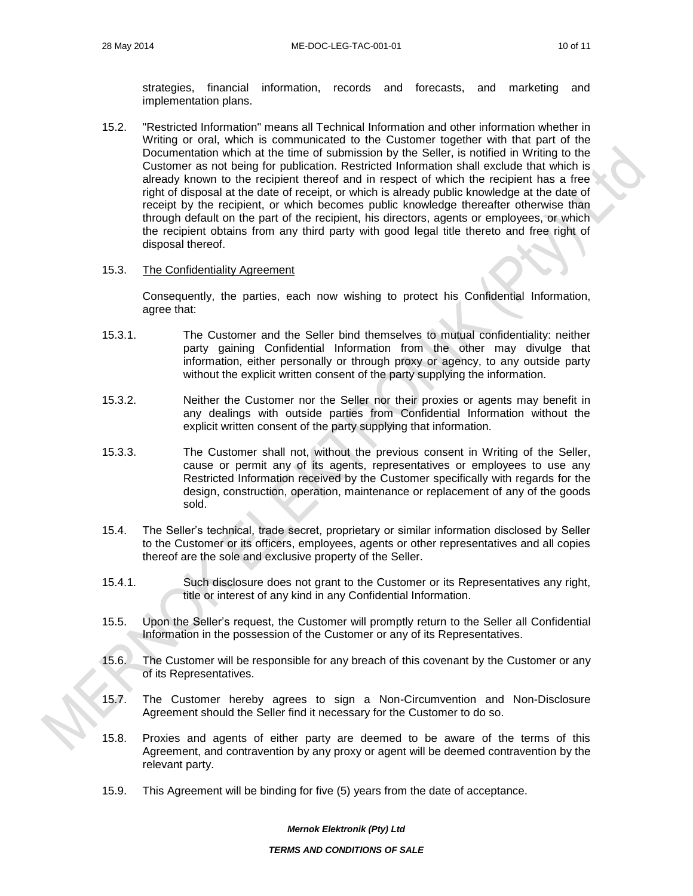strategies, financial information, records and forecasts, and marketing and implementation plans.

15.2. "Restricted Information" means all Technical Information and other information whether in Writing or oral, which is communicated to the Customer together with that part of the Documentation which at the time of submission by the Seller, is notified in Writing to the Customer as not being for publication. Restricted Information shall exclude that which is already known to the recipient thereof and in respect of which the recipient has a free right of disposal at the date of receipt, or which is already public knowledge at the date of receipt by the recipient, or which becomes public knowledge thereafter otherwise than through default on the part of the recipient, his directors, agents or employees, or which the recipient obtains from any third party with good legal title thereto and free right of disposal thereof.

15.3. <u>The Confidentiality Agreement</u>

Consequently, the parties, each now wishing to protect his Confidential Information, agree that:

15.3.1. The Customer and the Seller bind themselves to mutual confidentiality: neither party gaining Confidential Information from the other may divulge that information, either personally or through proxy or agency, to any outside party without the explicit written consent of the party supplying the information.

15.3.2. Neither the Customer nor the Seller nor their proxies or agents may benefit in any dealings with outside parties from Confidential Information without the explicit written consent of the party supplying that information.

15.3.3. The Customer shall not, without the previous consent in Writing of the Seller, cause or permit any of its agents, representatives or employees to use any Restricted Information received by the Customer specifically with regards for the design, construction, operation, maintenance or replacement of any of the goods sold.

15.4. The Seller's technical, trade secret, proprietary or similar information disclosed by Seller to the Customer or its officers, employees, agents or other representatives and all copies thereof are the sole and exclusive property of the Seller.

15.4.1. Such disclosure does not grant to the Customer or its Representatives any right, title or interest of any kind in any Confidential Information.

15.5. Upon the Seller's request, the Customer will promptly return to the Seller all Confidential Information in the possession of the Customer or any of its Representatives.

15.6. The Customer will be responsible for any breach of this covenant by the Customer or any of its Representatives.

15.7. The Customer hereby agrees to sign a Non-Circumvention and Non-Disclosure Agreement should the Seller find it necessary for the Customer to do so.

15.8. Proxies and agents of either party are deemed to be aware of the terms of this Agreement, and contravention by any proxy or agent will be deemed contravention by the relevant party.

15.9. This Agreement will be binding for five (5) years from the date of acceptance.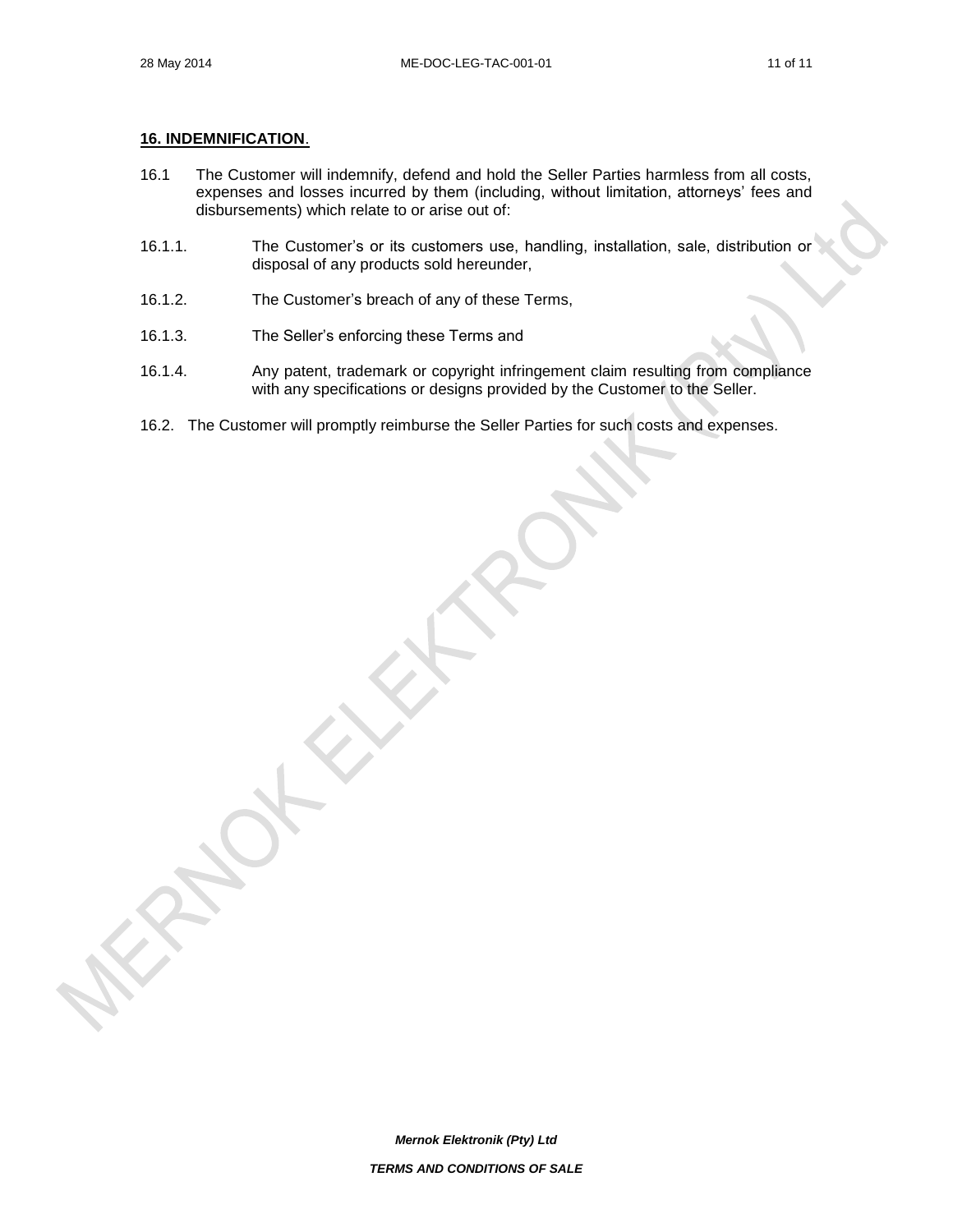## 16. INDEMNIFICATION.

16.1 The Customer will indemnify, defend and hold the Seller Parties harmless from all costs, expenses and losses incurred by them (including, without limitation, attorneys' fees and disbursements) which relate to or arise out of:

16.1.1. The Customer's or its customers use, handling, installation, sale, distribution or disposal of any products sold hereunder,

16.1.2. The Customer's breach of any of these Terms,

16.1.3. The Seller's enforcing these Terms and

16.1.4. Any patent, trademark or copyright infringement claim resulting from compliance with any specifications or designs provided by the Customer to the Seller.

16.2. The Customer will promptly reimburse the Seller Parties for such costs and expenses.